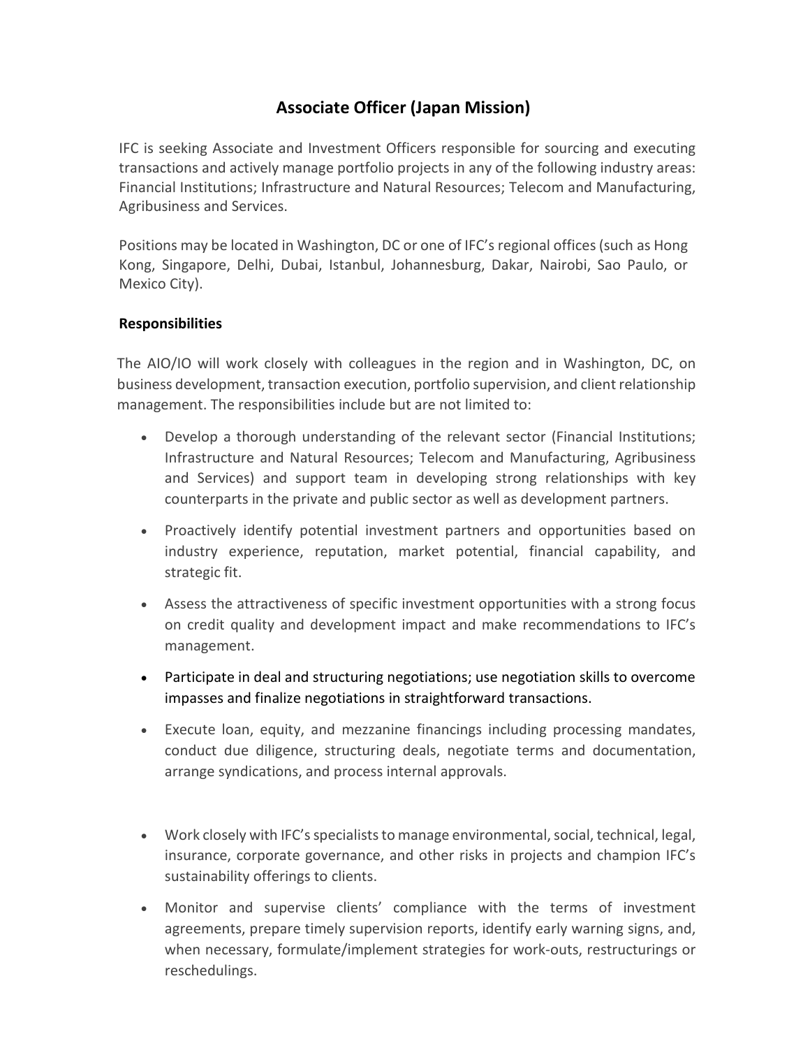# Associate Officer (Japan Mission)

IFC is seeking Associate and Investment Officers responsible for sourcing and executing transactions and actively manage portfolio projects in any of the following industry areas: Financial Institutions; Infrastructure and Natural Resources; Telecom and Manufacturing, Agribusiness and Services.

Positions may be located in Washington, DC or one of IFC's regional offices (such as Hong Kong, Singapore, Delhi, Dubai, Istanbul, Johannesburg, Dakar, Nairobi, Sao Paulo, or Mexico City).

**Responsibilities**

The AIO/IO will work closely with colleagues in the region and in Washington, DC, on business development, transaction execution, portfolio supervision, and client relationship management. The responsibilities include but are not limited to:

- Develop a thorough understanding of the relevant sector (Financial Institutions; Infrastructure and Natural Resources; Telecom and Manufacturing, Agribusiness and Services) and support team in developing strong relationships with key counterparts in the private and public sector as well as development partners.
- Proactively identify potential investment partners and opportunities based on industry experience, reputation, market potential, financial capability, and strategic fit.
- Assess the attractiveness of specific investment opportunities with a strong focus on credit quality and development impact and make recommendations to IFC's management.
- Participate in deal and structuring negotiations; use negotiation skills to overcome impasses and finalize negotiations in straightforward transactions.
- Execute loan, equity, and mezzanine financings including processing mandates, conduct due diligence, structuring deals, negotiate terms and documentation, arrange syndications, and process internal approvals.
- Work closely with IFC's specialists to manage environmental, social, technical, legal, insurance, corporate governance, and other risks in projects and champion IFC's sustainability offerings to clients.
- Monitor and supervise clients' compliance with the terms of investment agreements, prepare timely supervision reports, identify early warning signs, and, when necessary, formulate/implement strategies for work-outs, restructurings or reschedulings.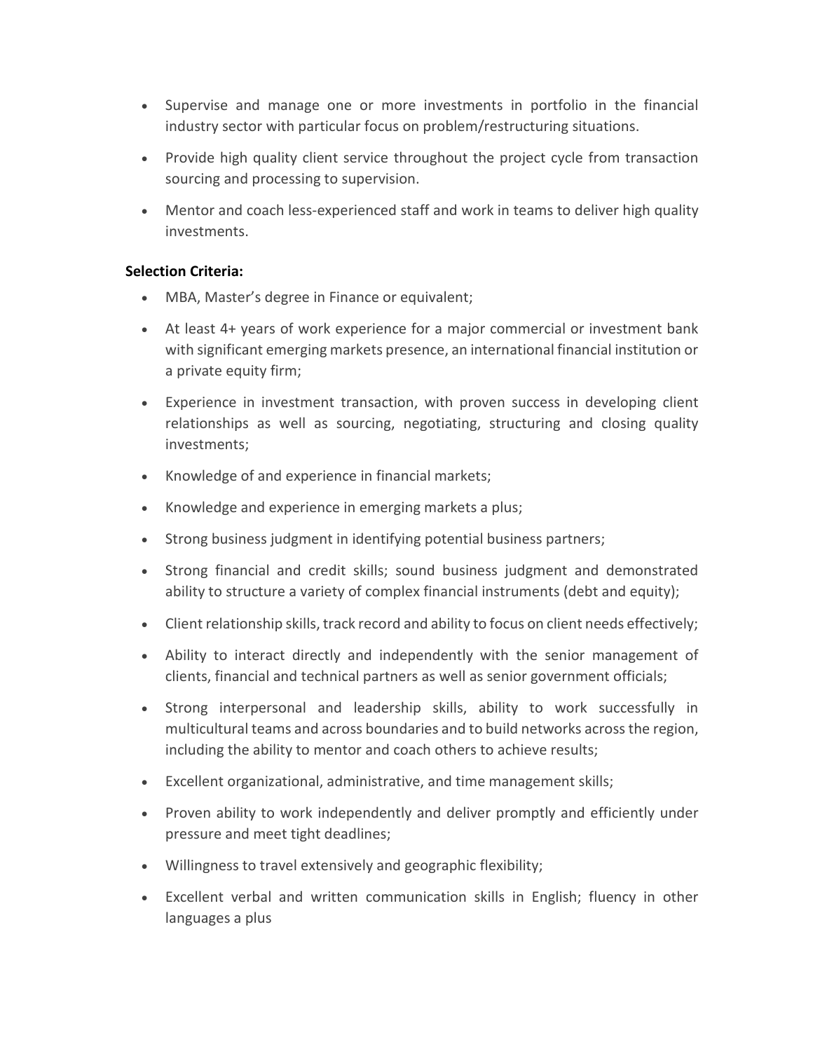- Supervise and manage one or more investments in portfolio in the financial industry sector with particular focus on problem/restructuring situations.
- Provide high quality client service throughout the project cycle from transaction sourcing and processing to supervision.
- Mentor and coach less-experienced staff and work in teams to deliver high quality investments.

**Selection Criteria:**

- MBA, Master's degree in Finance or equivalent;
- At least 4+ years of work experience for a major commercial or investment bank with significant emerging markets presence, an international financial institution or a private equity firm;
- Experience in investment transaction, with proven success in developing client relationships as well as sourcing, negotiating, structuring and closing quality investments;
- Knowledge of and experience in financial markets;
- Knowledge and experience in emerging markets a plus;
- Strong business judgment in identifying potential business partners;
- Strong financial and credit skills; sound business judgment and demonstrated ability to structure a variety of complex financial instruments (debt and equity);
- Client relationship skills, track record and ability to focus on client needs effectively;
- Ability to interact directly and independently with the senior management of clients, financial and technical partners as well as senior government officials;
- Strong interpersonal and leadership skills, ability to work successfully in multicultural teams and across boundaries and to build networks across the region, including the ability to mentor and coach others to achieve results;
- Excellent organizational, administrative, and time management skills;
- Proven ability to work independently and deliver promptly and efficiently under pressure and meet tight deadlines;
- Willingness to travel extensively and geographic flexibility;
- Excellent verbal and written communication skills in English; fluency in other languages a plus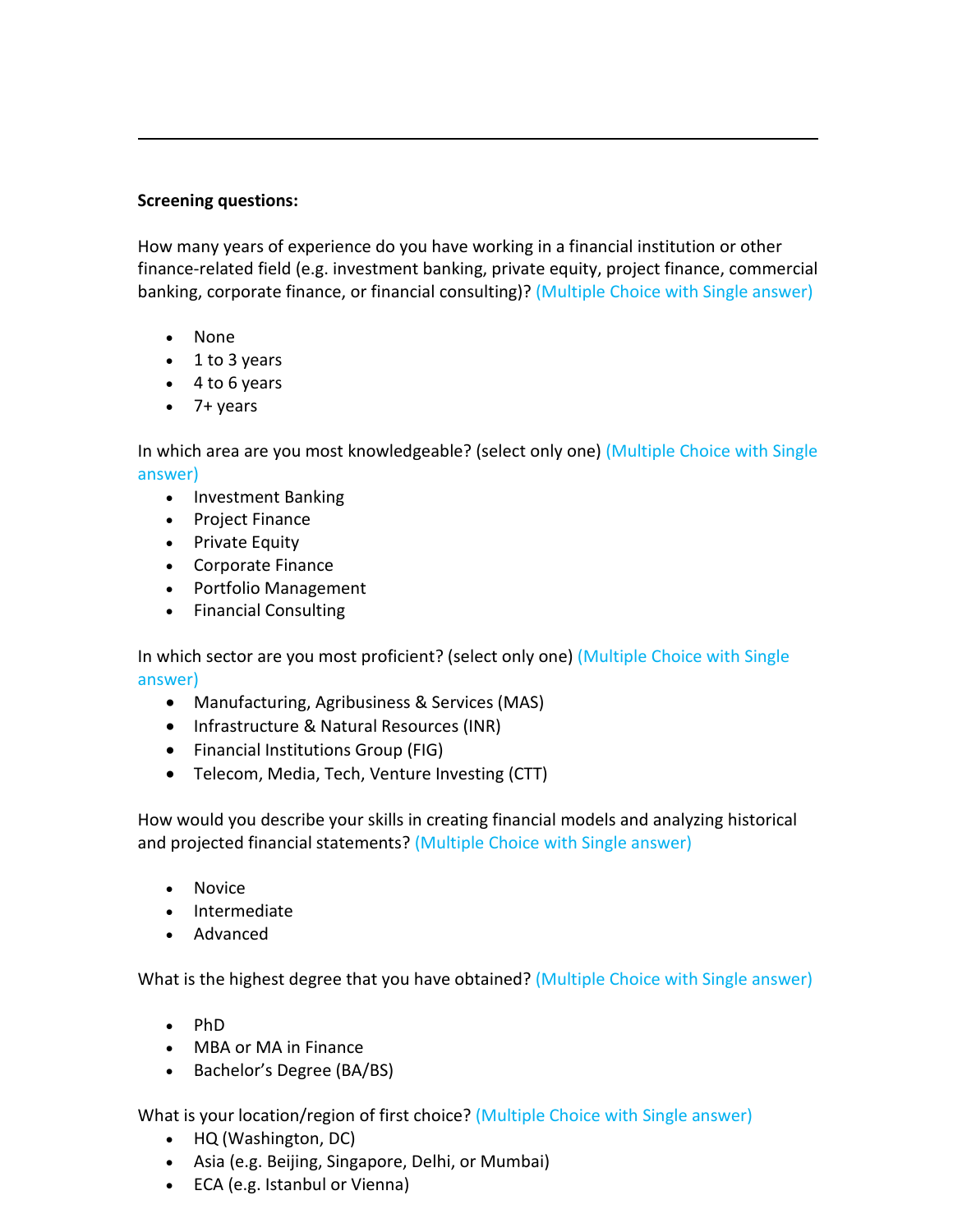---

**Screening questions:**

How many years of experience do you have working in a financial institution or other finance-related field (e.g. investment banking, private equity, project finance, commercial banking, corporate finance, or financial consulting)? (Multiple Choice with Single answer)

- None
- 1 to 3 years
- 4 to 6 years
- 7+ years

In which area are you most knowledgeable? (select only one) (Multiple Choice with Single answer)

- Investment Banking
- Project Finance
- Private Equity
- Corporate Finance
- Portfolio Management
- Financial Consulting

In which sector are you most proficient? (select only one) (Multiple Choice with Single answer)

- Manufacturing, Agribusiness & Services (MAS)
- Infrastructure & Natural Resources (INR)
- Financial Institutions Group (FIG)
- Telecom, Media, Tech, Venture Investing (CTT)

How would you describe your skills in creating financial models and analyzing historical and projected financial statements? (Multiple Choice with Single answer)

- Novice
- Intermediate
- Advanced

What is the highest degree that you have obtained? (Multiple Choice with Single answer)

- PhD
- MBA or MA in Finance
- Bachelor's Degree (BA/BS)

What is your location/region of first choice? (Multiple Choice with Single answer)

- HQ (Washington, DC)
- Asia (e.g. Beijing, Singapore, Delhi, or Mumbai)
- ECA (e.g. Istanbul or Vienna)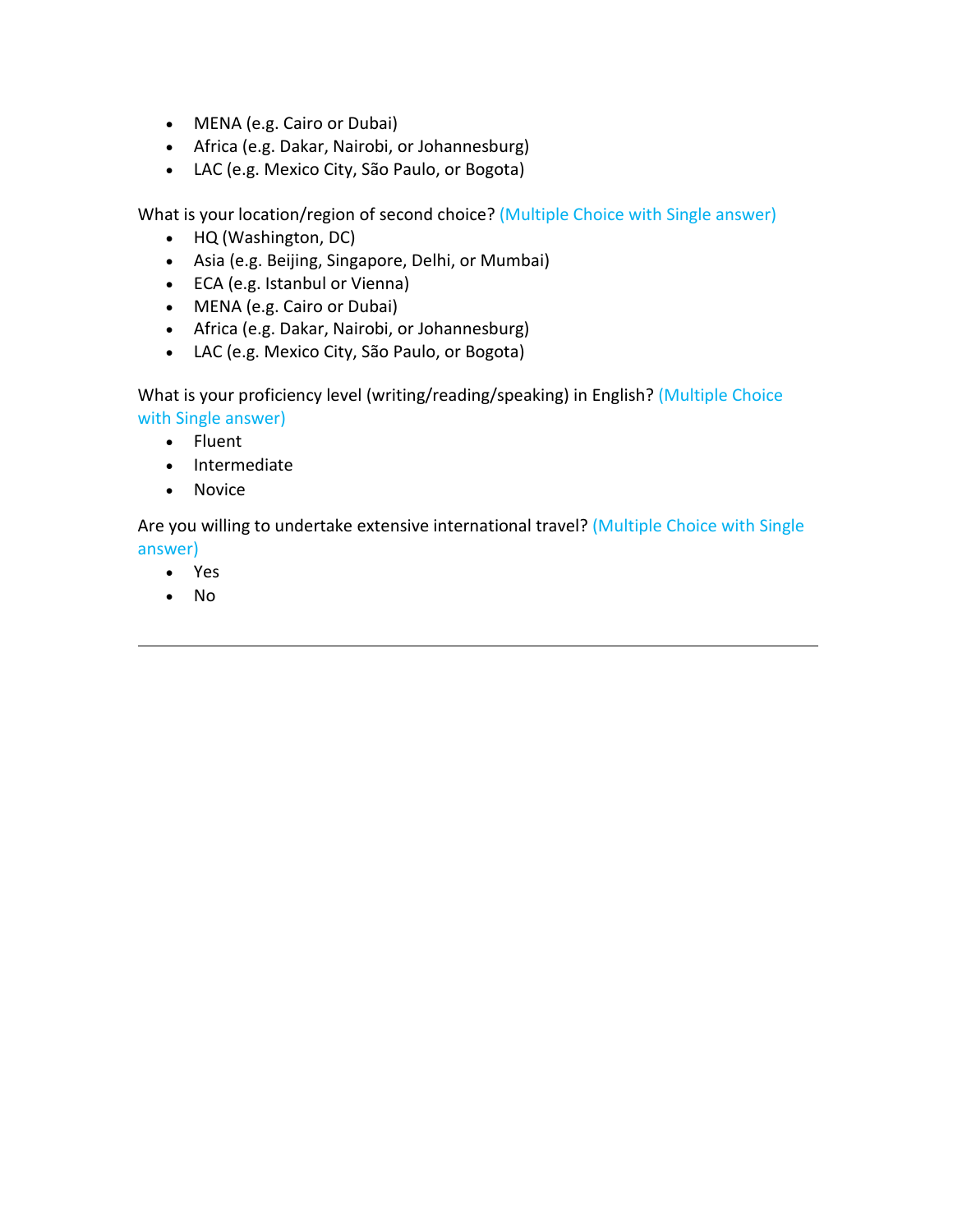- MENA (e.g. Cairo or Dubai)
- Africa (e.g. Dakar, Nairobi, or Johannesburg)
- LAC (e.g. Mexico City, São Paulo, or Bogota)

What is your location/region of second choice? (Multiple Choice with Single answer)

- HQ (Washington, DC)
- Asia (e.g. Beijing, Singapore, Delhi, or Mumbai)
- ECA (e.g. Istanbul or Vienna)
- MENA (e.g. Cairo or Dubai)
- Africa (e.g. Dakar, Nairobi, or Johannesburg)
- LAC (e.g. Mexico City, São Paulo, or Bogota)

What is your proficiency level (writing/reading/speaking) in English? (Multiple Choice with Single answer)

- Fluent
- Intermediate
- Novice

Are you willing to undertake extensive international travel? (Multiple Choice with Single answer)

- Yes
- No

---